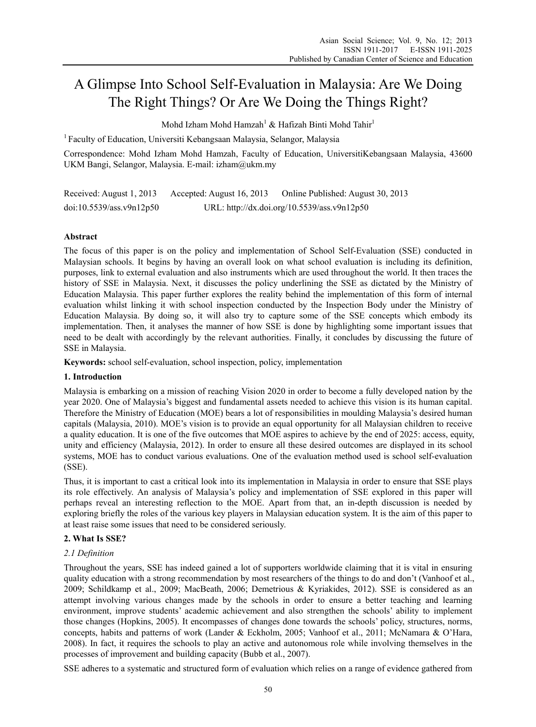# A Glimpse Into School Self-Evaluation in Malaysia: Are We Doing The Right Things? Or Are We Doing the Things Right?

Mohd Izham Mohd Hamzah[1] & Hafizah Binti Mohd Tahir[1]

[1] Faculty of Education, Universiti Kebangsaan Malaysia, Selangor, Malaysia

Correspondence: Mohd Izham Mohd Hamzah, Faculty of Education, UniversitiKebangsaan Malaysia, 43600 UKM Bangi, Selangor, Malaysia. E-mail: izham@ukm.my

Received: August 1, 2013 Accepted: August 16, 2013 Online Published: August 30, 2013

doi:10.5539/ass.v9n12p50 URL: http://dx.doi.org/10.5539/ass.v9n12p50

## Abstract

The focus of this paper is on the policy and implementation of School Self-Evaluation (SSE) conducted in Malaysian schools. It begins by having an overall look on what school evaluation is including its definition, purposes, link to external evaluation and also instruments which are used throughout the world. It then traces the history of SSE in Malaysia. Next, it discusses the policy underlining the SSE as dictated by the Ministry of Education Malaysia. This paper further explores the reality behind the implementation of this form of internal evaluation whilst linking it with school inspection conducted by the Inspection Body under the Ministry of Education Malaysia. By doing so, it will also try to capture some of the SSE concepts which embody its implementation. Then, it analyses the manner of how SSE is done by highlighting some important issues that need to be dealt with accordingly by the relevant authorities. Finally, it concludes by discussing the future of SSE in Malaysia.

**Keywords:** school self-evaluation, school inspection, policy, implementation

## 1. Introduction

Malaysia is embarking on a mission of reaching Vision 2020 in order to become a fully developed nation by the year 2020. One of Malaysia's biggest and fundamental assets needed to achieve this vision is its human capital. Therefore the Ministry of Education (MOE) bears a lot of responsibilities in moulding Malaysia's desired human capitals (Malaysia, 2010). MOE's vision is to provide an equal opportunity for all Malaysian children to receive a quality education. It is one of the five outcomes that MOE aspires to achieve by the end of 2025: access, equity, unity and efficiency (Malaysia, 2012). In order to ensure all these desired outcomes are displayed in its school systems, MOE has to conduct various evaluations. One of the evaluation method used is school self-evaluation (SSE).

Thus, it is important to cast a critical look into its implementation in Malaysia in order to ensure that SSE plays its role effectively. An analysis of Malaysia's policy and implementation of SSE explored in this paper will perhaps reveal an interesting reflection to the MOE. Apart from that, an in-depth discussion is needed by exploring briefly the roles of the various key players in Malaysian education system. It is the aim of this paper to at least raise some issues that need to be considered seriously.

## 2. What Is SSE?

### *2.1 Definition*

Throughout the years, SSE has indeed gained a lot of supporters worldwide claiming that it is vital in ensuring quality education with a strong recommendation by most researchers of the things to do and don't (Vanhoof et al., 2009; Schildkamp et al., 2009; MacBeath, 2006; Demetrious & Kyriakides, 2012). SSE is considered as an attempt involving various changes made by the schools in order to ensure a better teaching and learning environment, improve students' academic achievement and also strengthen the schools' ability to implement those changes (Hopkins, 2005). It encompasses of changes done towards the schools' policy, structures, norms, concepts, habits and patterns of work (Lander & Eckholm, 2005; Vanhoof et al., 2011; McNamara & O'Hara, 2008). In fact, it requires the schools to play an active and autonomous role while involving themselves in the processes of improvement and building capacity (Bubb et al., 2007).

SSE adheres to a systematic and structured form of evaluation which relies on a range of evidence gathered from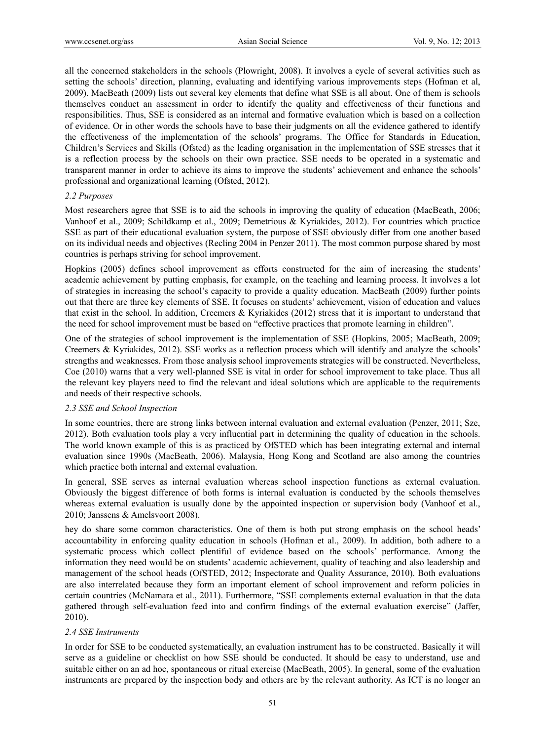all the concerned stakeholders in the schools (Plowright, 2008). It involves a cycle of several activities such as setting the schools' direction, planning, evaluating and identifying various improvements steps (Hofman et al, 2009). MacBeath (2009) lists out several key elements that define what SSE is all about. One of them is schools themselves conduct an assessment in order to identify the quality and effectiveness of their functions and responsibilities. Thus, SSE is considered as an internal and formative evaluation which is based on a collection of evidence. Or in other words the schools have to base their judgments on all the evidence gathered to identify the effectiveness of the implementation of the schools' programs. The Office for Standards in Education, Children's Services and Skills (Ofsted) as the leading organisation in the implementation of SSE stresses that it is a reflection process by the schools on their own practice. SSE needs to be operated in a systematic and transparent manner in order to achieve its aims to improve the students' achievement and enhance the schools' professional and organizational learning (Ofsted, 2012).

### *2.2 Purposes*

Most researchers agree that SSE is to aid the schools in improving the quality of education (MacBeath, 2006; Vanhoof et al., 2009; Schildkamp et al., 2009; Demetrious & Kyriakides, 2012). For countries which practice SSE as part of their educational evaluation system, the purpose of SSE obviously differ from one another based on its individual needs and objectives (Recling 2004 in Penzer 2011). The most common purpose shared by most countries is perhaps striving for school improvement.

Hopkins (2005) defines school improvement as efforts constructed for the aim of increasing the students' academic achievement by putting emphasis, for example, on the teaching and learning process. It involves a lot of strategies in increasing the school's capacity to provide a quality education. MacBeath (2009) further points out that there are three key elements of SSE. It focuses on students' achievement, vision of education and values that exist in the school. In addition, Creemers & Kyriakides (2012) stress that it is important to understand that the need for school improvement must be based on "effective practices that promote learning in children".

One of the strategies of school improvement is the implementation of SSE (Hopkins, 2005; MacBeath, 2009; Creemers & Kyriakides, 2012). SSE works as a reflection process which will identify and analyze the schools' strengths and weaknesses. From those analysis school improvements strategies will be constructed. Nevertheless, Coe (2010) warns that a very well-planned SSE is vital in order for school improvement to take place. Thus all the relevant key players need to find the relevant and ideal solutions which are applicable to the requirements and needs of their respective schools.

### *2.3 SSE and School Inspection*

In some countries, there are strong links between internal evaluation and external evaluation (Penzer, 2011; Sze, 2012). Both evaluation tools play a very influential part in determining the quality of education in the schools. The world known example of this is as practiced by OfSTED which has been integrating external and internal evaluation since 1990s (MacBeath, 2006). Malaysia, Hong Kong and Scotland are also among the countries which practice both internal and external evaluation.

In general, SSE serves as internal evaluation whereas school inspection functions as external evaluation. Obviously the biggest difference of both forms is internal evaluation is conducted by the schools themselves whereas external evaluation is usually done by the appointed inspection or supervision body (Vanhoof et al., 2010; Janssens & Amelsvoort 2008).

hey do share some common characteristics. One of them is both put strong emphasis on the school heads' accountability in enforcing quality education in schools (Hofman et al., 2009). In addition, both adhere to a systematic process which collect plentiful of evidence based on the schools' performance. Among the information they need would be on students' academic achievement, quality of teaching and also leadership and management of the school heads (OfSTED, 2012; Inspectorate and Quality Assurance, 2010). Both evaluations are also interrelated because they form an important element of school improvement and reform policies in certain countries (McNamara et al., 2011). Furthermore, "SSE complements external evaluation in that the data gathered through self-evaluation feed into and confirm findings of the external evaluation exercise" (Jaffer, 2010).

### *2.4 SSE Instruments*

In order for SSE to be conducted systematically, an evaluation instrument has to be constructed. Basically it will serve as a guideline or checklist on how SSE should be conducted. It should be easy to understand, use and suitable either on an ad hoc, spontaneous or ritual exercise (MacBeath, 2005). In general, some of the evaluation instruments are prepared by the inspection body and others are by the relevant authority. As ICT is no longer an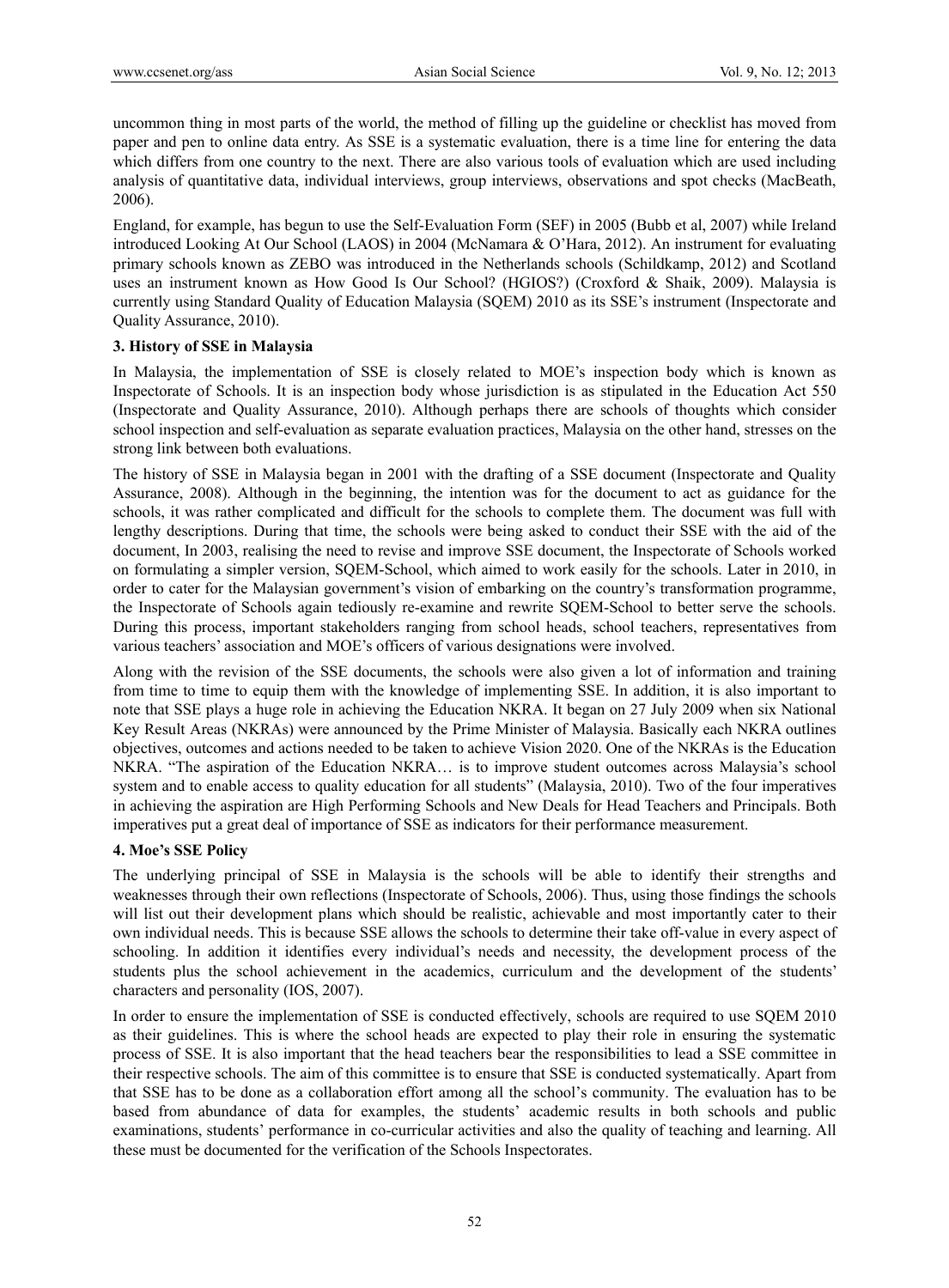uncommon thing in most parts of the world, the method of filling up the guideline or checklist has moved from paper and pen to online data entry. As SSE is a systematic evaluation, there is a time line for entering the data which differs from one country to the next. There are also various tools of evaluation which are used including analysis of quantitative data, individual interviews, group interviews, observations and spot checks (MacBeath, 2006).

England, for example, has begun to use the Self-Evaluation Form (SEF) in 2005 (Bubb et al, 2007) while Ireland introduced Looking At Our School (LAOS) in 2004 (McNamara & O'Hara, 2012). An instrument for evaluating primary schools known as ZEBO was introduced in the Netherlands schools (Schildkamp, 2012) and Scotland uses an instrument known as How Good Is Our School? (HGIOS?) (Croxford & Shaik, 2009). Malaysia is currently using Standard Quality of Education Malaysia (SQEM) 2010 as its SSE's instrument (Inspectorate and Quality Assurance, 2010).

### 3. History of SSE in Malaysia

In Malaysia, the implementation of SSE is closely related to MOE's inspection body which is known as Inspectorate of Schools. It is an inspection body whose jurisdiction is as stipulated in the Education Act 550 (Inspectorate and Quality Assurance, 2010). Although perhaps there are schools of thoughts which consider school inspection and self-evaluation as separate evaluation practices, Malaysia on the other hand, stresses on the strong link between both evaluations.

The history of SSE in Malaysia began in 2001 with the drafting of a SSE document (Inspectorate and Quality Assurance, 2008). Although in the beginning, the intention was for the document to act as guidance for the schools, it was rather complicated and difficult for the schools to complete them. The document was full with lengthy descriptions. During that time, the schools were being asked to conduct their SSE with the aid of the document, In 2003, realising the need to revise and improve SSE document, the Inspectorate of Schools worked on formulating a simpler version, SQEM-School, which aimed to work easily for the schools. Later in 2010, in order to cater for the Malaysian government's vision of embarking on the country's transformation programme, the Inspectorate of Schools again tediously re-examine and rewrite SQEM-School to better serve the schools. During this process, important stakeholders ranging from school heads, school teachers, representatives from various teachers' association and MOE's officers of various designations were involved.

Along with the revision of the SSE documents, the schools were also given a lot of information and training from time to time to equip them with the knowledge of implementing SSE. In addition, it is also important to note that SSE plays a huge role in achieving the Education NKRA. It began on 27 July 2009 when six National Key Result Areas (NKRAs) were announced by the Prime Minister of Malaysia. Basically each NKRA outlines objectives, outcomes and actions needed to be taken to achieve Vision 2020. One of the NKRAs is the Education NKRA. "The aspiration of the Education NKRA… is to improve student outcomes across Malaysia's school system and to enable access to quality education for all students" (Malaysia, 2010). Two of the four imperatives in achieving the aspiration are High Performing Schools and New Deals for Head Teachers and Principals. Both imperatives put a great deal of importance of SSE as indicators for their performance measurement.

### 4. Moe's SSE Policy

The underlying principal of SSE in Malaysia is the schools will be able to identify their strengths and weaknesses through their own reflections (Inspectorate of Schools, 2006). Thus, using those findings the schools will list out their development plans which should be realistic, achievable and most importantly cater to their own individual needs. This is because SSE allows the schools to determine their take off-value in every aspect of schooling. In addition it identifies every individual's needs and necessity, the development process of the students plus the school achievement in the academics, curriculum and the development of the students' characters and personality (IOS, 2007).

In order to ensure the implementation of SSE is conducted effectively, schools are required to use SQEM 2010 as their guidelines. This is where the school heads are expected to play their role in ensuring the systematic process of SSE. It is also important that the head teachers bear the responsibilities to lead a SSE committee in their respective schools. The aim of this committee is to ensure that SSE is conducted systematically. Apart from that SSE has to be done as a collaboration effort among all the school's community. The evaluation has to be based from abundance of data for examples, the students' academic results in both schools and public examinations, students' performance in co-curricular activities and also the quality of teaching and learning. All these must be documented for the verification of the Schools Inspectorates.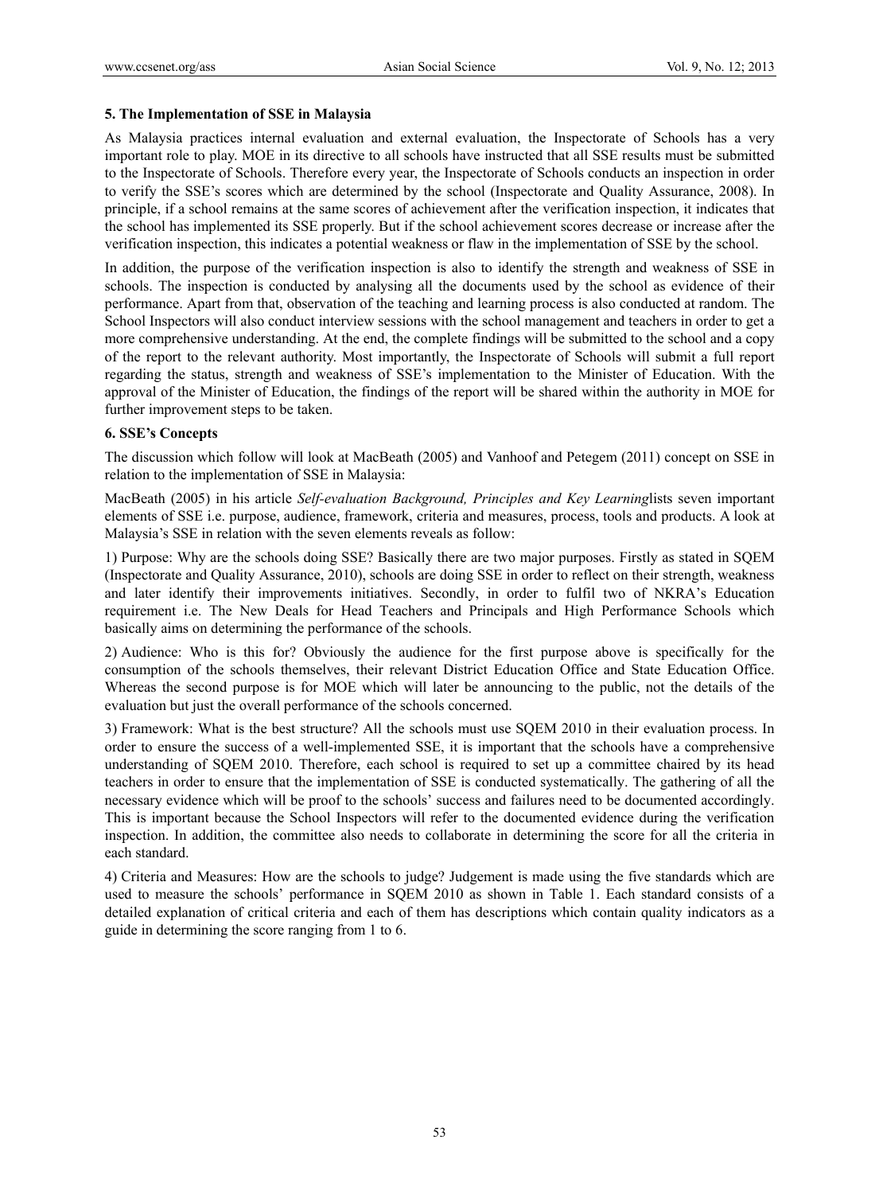## 5. The Implementation of SSE in Malaysia

As Malaysia practices internal evaluation and external evaluation, the Inspectorate of Schools has a very important role to play. MOE in its directive to all schools have instructed that all SSE results must be submitted to the Inspectorate of Schools. Therefore every year, the Inspectorate of Schools conducts an inspection in order to verify the SSE's scores which are determined by the school (Inspectorate and Quality Assurance, 2008). In principle, if a school remains at the same scores of achievement after the verification inspection, it indicates that the school has implemented its SSE properly. But if the school achievement scores decrease or increase after the verification inspection, this indicates a potential weakness or flaw in the implementation of SSE by the school.

In addition, the purpose of the verification inspection is also to identify the strength and weakness of SSE in schools. The inspection is conducted by analysing all the documents used by the school as evidence of their performance. Apart from that, observation of the teaching and learning process is also conducted at random. The School Inspectors will also conduct interview sessions with the school management and teachers in order to get a more comprehensive understanding. At the end, the complete findings will be submitted to the school and a copy of the report to the relevant authority. Most importantly, the Inspectorate of Schools will submit a full report regarding the status, strength and weakness of SSE's implementation to the Minister of Education. With the approval of the Minister of Education, the findings of the report will be shared within the authority in MOE for further improvement steps to be taken.

## 6. SSE's Concepts

The discussion which follow will look at MacBeath (2005) and Vanhoof and Petegem (2011) concept on SSE in relation to the implementation of SSE in Malaysia:

MacBeath (2005) in his article *Self-evaluation Background, Principles and Key Learning*lists seven important elements of SSE i.e. purpose, audience, framework, criteria and measures, process, tools and products. A look at Malaysia's SSE in relation with the seven elements reveals as follow:

1) Purpose: Why are the schools doing SSE? Basically there are two major purposes. Firstly as stated in SQEM (Inspectorate and Quality Assurance, 2010), schools are doing SSE in order to reflect on their strength, weakness and later identify their improvements initiatives. Secondly, in order to fulfil two of NKRA's Education requirement i.e. The New Deals for Head Teachers and Principals and High Performance Schools which basically aims on determining the performance of the schools.

2) Audience: Who is this for? Obviously the audience for the first purpose above is specifically for the consumption of the schools themselves, their relevant District Education Office and State Education Office. Whereas the second purpose is for MOE which will later be announcing to the public, not the details of the evaluation but just the overall performance of the schools concerned.

3) Framework: What is the best structure? All the schools must use SQEM 2010 in their evaluation process. In order to ensure the success of a well-implemented SSE, it is important that the schools have a comprehensive understanding of SQEM 2010. Therefore, each school is required to set up a committee chaired by its head teachers in order to ensure that the implementation of SSE is conducted systematically. The gathering of all the necessary evidence which will be proof to the schools' success and failures need to be documented accordingly. This is important because the School Inspectors will refer to the documented evidence during the verification inspection. In addition, the committee also needs to collaborate in determining the score for all the criteria in each standard.

4) Criteria and Measures: How are the schools to judge? Judgement is made using the five standards which are used to measure the schools' performance in SQEM 2010 as shown in Table 1. Each standard consists of a detailed explanation of critical criteria and each of them has descriptions which contain quality indicators as a guide in determining the score ranging from 1 to 6.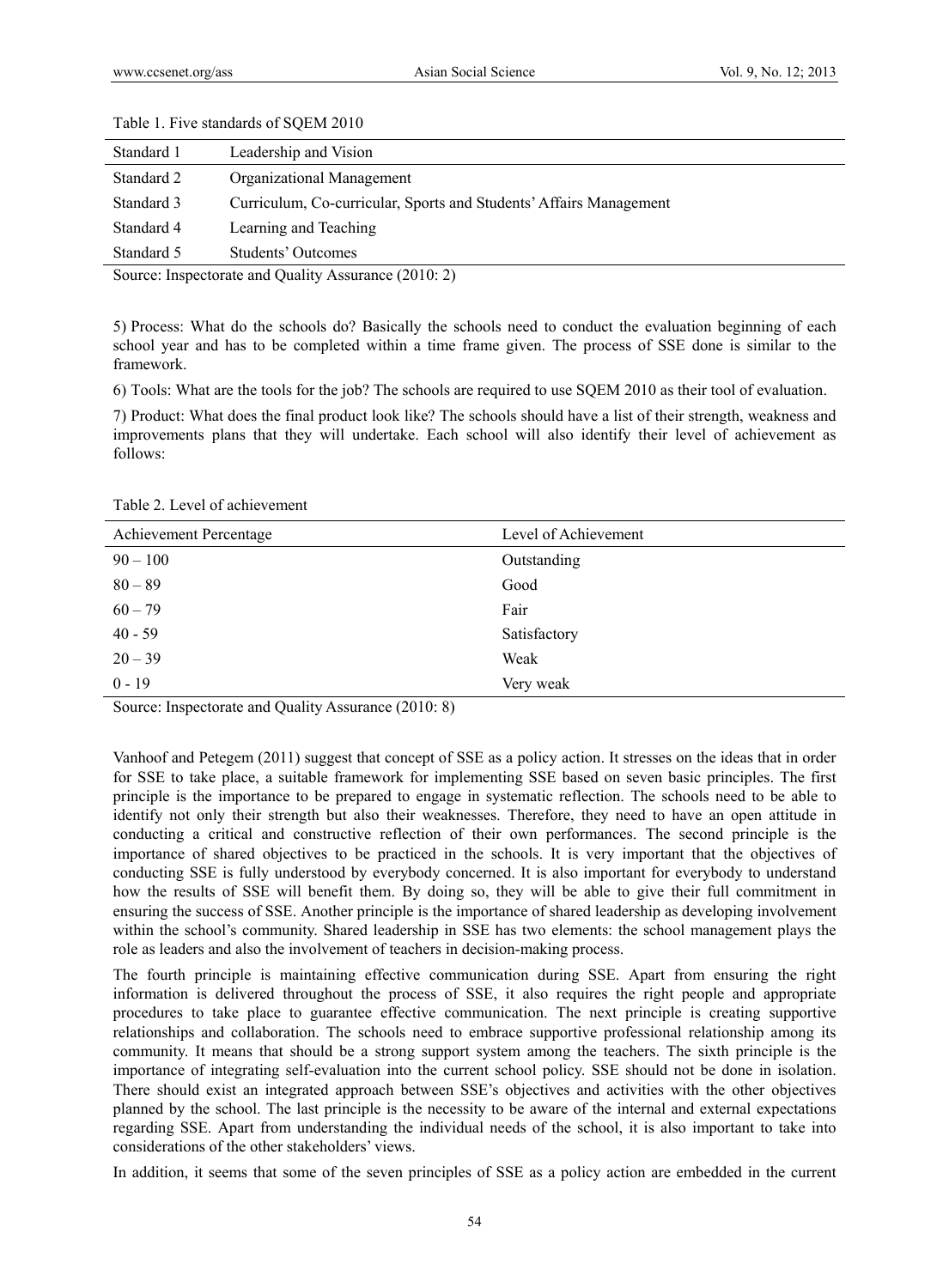Table 1. Five standards of SQEM 2010

| | |
|---|---|
| Standard 1 | Leadership and Vision |
| Standard 2 | Organizational Management |
| Standard 3 | Curriculum, Co-curricular, Sports and Students' Affairs Management |
| Standard 4 | Learning and Teaching |
| Standard 5 | Students' Outcomes |

Source: Inspectorate and Quality Assurance (2010: 2)

5) Process: What do the schools do? Basically the schools need to conduct the evaluation beginning of each school year and has to be completed within a time frame given. The process of SSE done is similar to the framework.

6) Tools: What are the tools for the job? The schools are required to use SQEM 2010 as their tool of evaluation.

7) Product: What does the final product look like? The schools should have a list of their strength, weakness and improvements plans that they will undertake. Each school will also identify their level of achievement as follows:

Table 2. Level of achievement

| Achievement Percentage | Level of Achievement |
|---|---|
| 90 – 100 | Outstanding |
| 80 – 89 | Good |
| 60 – 79 | Fair |
| 40 - 59 | Satisfactory |
| 20 – 39 | Weak |
| 0 - 19 | Very weak |

Source: Inspectorate and Quality Assurance (2010: 8)

Vanhoof and Petegem (2011) suggest that concept of SSE as a policy action. It stresses on the ideas that in order for SSE to take place, a suitable framework for implementing SSE based on seven basic principles. The first principle is the importance to be prepared to engage in systematic reflection. The schools need to be able to identify not only their strength but also their weaknesses. Therefore, they need to have an open attitude in conducting a critical and constructive reflection of their own performances. The second principle is the importance of shared objectives to be practiced in the schools. It is very important that the objectives of conducting SSE is fully understood by everybody concerned. It is also important for everybody to understand how the results of SSE will benefit them. By doing so, they will be able to give their full commitment in ensuring the success of SSE. Another principle is the importance of shared leadership as developing involvement within the school's community. Shared leadership in SSE has two elements: the school management plays the role as leaders and also the involvement of teachers in decision-making process.

The fourth principle is maintaining effective communication during SSE. Apart from ensuring the right information is delivered throughout the process of SSE, it also requires the right people and appropriate procedures to take place to guarantee effective communication. The next principle is creating supportive relationships and collaboration. The schools need to embrace supportive professional relationship among its community. It means that should be a strong support system among the teachers. The sixth principle is the importance of integrating self-evaluation into the current school policy. SSE should not be done in isolation. There should exist an integrated approach between SSE's objectives and activities with the other objectives planned by the school. The last principle is the necessity to be aware of the internal and external expectations regarding SSE. Apart from understanding the individual needs of the school, it is also important to take into considerations of the other stakeholders' views.

In addition, it seems that some of the seven principles of SSE as a policy action are embedded in the current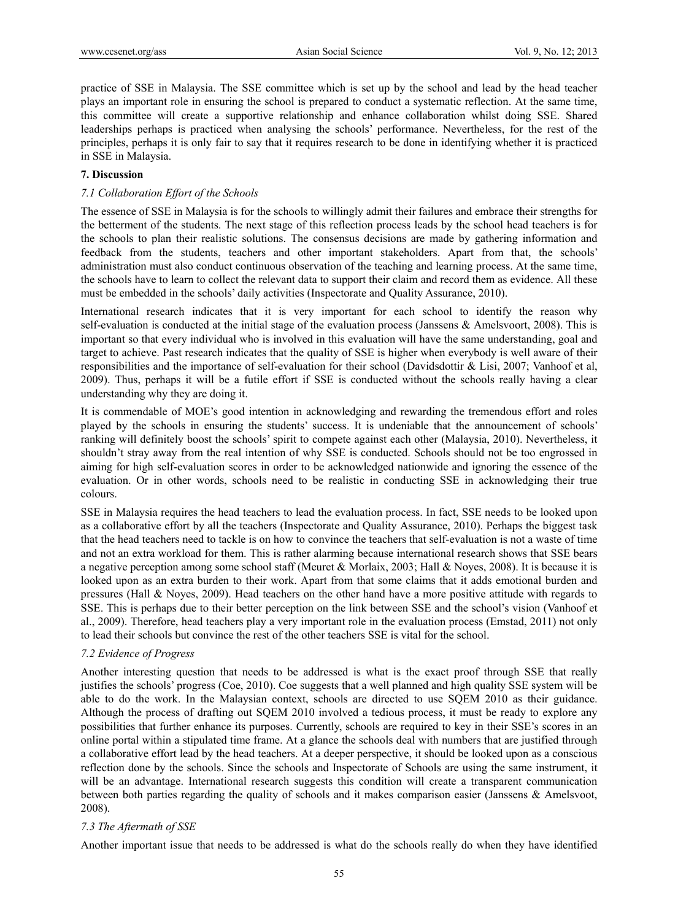practice of SSE in Malaysia. The SSE committee which is set up by the school and lead by the head teacher plays an important role in ensuring the school is prepared to conduct a systematic reflection. At the same time, this committee will create a supportive relationship and enhance collaboration whilst doing SSE. Shared leaderships perhaps is practiced when analysing the schools' performance. Nevertheless, for the rest of the principles, perhaps it is only fair to say that it requires research to be done in identifying whether it is practiced in SSE in Malaysia.

## 7. Discussion

### *7.1 Collaboration Effort of the Schools*

The essence of SSE in Malaysia is for the schools to willingly admit their failures and embrace their strengths for the betterment of the students. The next stage of this reflection process leads by the school head teachers is for the schools to plan their realistic solutions. The consensus decisions are made by gathering information and feedback from the students, teachers and other important stakeholders. Apart from that, the schools' administration must also conduct continuous observation of the teaching and learning process. At the same time, the schools have to learn to collect the relevant data to support their claim and record them as evidence. All these must be embedded in the schools' daily activities (Inspectorate and Quality Assurance, 2010).

International research indicates that it is very important for each school to identify the reason why self-evaluation is conducted at the initial stage of the evaluation process (Janssens & Amelsvoort, 2008). This is important so that every individual who is involved in this evaluation will have the same understanding, goal and target to achieve. Past research indicates that the quality of SSE is higher when everybody is well aware of their responsibilities and the importance of self-evaluation for their school (Davidsdottir & Lisi, 2007; Vanhoof et al, 2009). Thus, perhaps it will be a futile effort if SSE is conducted without the schools really having a clear understanding why they are doing it.

It is commendable of MOE's good intention in acknowledging and rewarding the tremendous effort and roles played by the schools in ensuring the students' success. It is undeniable that the announcement of schools' ranking will definitely boost the schools' spirit to compete against each other (Malaysia, 2010). Nevertheless, it shouldn't stray away from the real intention of why SSE is conducted. Schools should not be too engrossed in aiming for high self-evaluation scores in order to be acknowledged nationwide and ignoring the essence of the evaluation. Or in other words, schools need to be realistic in conducting SSE in acknowledging their true colours.

SSE in Malaysia requires the head teachers to lead the evaluation process. In fact, SSE needs to be looked upon as a collaborative effort by all the teachers (Inspectorate and Quality Assurance, 2010). Perhaps the biggest task that the head teachers need to tackle is on how to convince the teachers that self-evaluation is not a waste of time and not an extra workload for them. This is rather alarming because international research shows that SSE bears a negative perception among some school staff (Meuret & Morlaix, 2003; Hall & Noyes, 2008). It is because it is looked upon as an extra burden to their work. Apart from that some claims that it adds emotional burden and pressures (Hall & Noyes, 2009). Head teachers on the other hand have a more positive attitude with regards to SSE. This is perhaps due to their better perception on the link between SSE and the school's vision (Vanhoof et al., 2009). Therefore, head teachers play a very important role in the evaluation process (Emstad, 2011) not only to lead their schools but convince the rest of the other teachers SSE is vital for the school.

### *7.2 Evidence of Progress*

Another interesting question that needs to be addressed is what is the exact proof through SSE that really justifies the schools' progress (Coe, 2010). Coe suggests that a well planned and high quality SSE system will be able to do the work. In the Malaysian context, schools are directed to use SQEM 2010 as their guidance. Although the process of drafting out SQEM 2010 involved a tedious process, it must be ready to explore any possibilities that further enhance its purposes. Currently, schools are required to key in their SSE's scores in an online portal within a stipulated time frame. At a glance the schools deal with numbers that are justified through a collaborative effort lead by the head teachers. At a deeper perspective, it should be looked upon as a conscious reflection done by the schools. Since the schools and Inspectorate of Schools are using the same instrument, it will be an advantage. International research suggests this condition will create a transparent communication between both parties regarding the quality of schools and it makes comparison easier (Janssens & Amelsvoot, 2008).

### *7.3 The Aftermath of SSE*

Another important issue that needs to be addressed is what do the schools really do when they have identified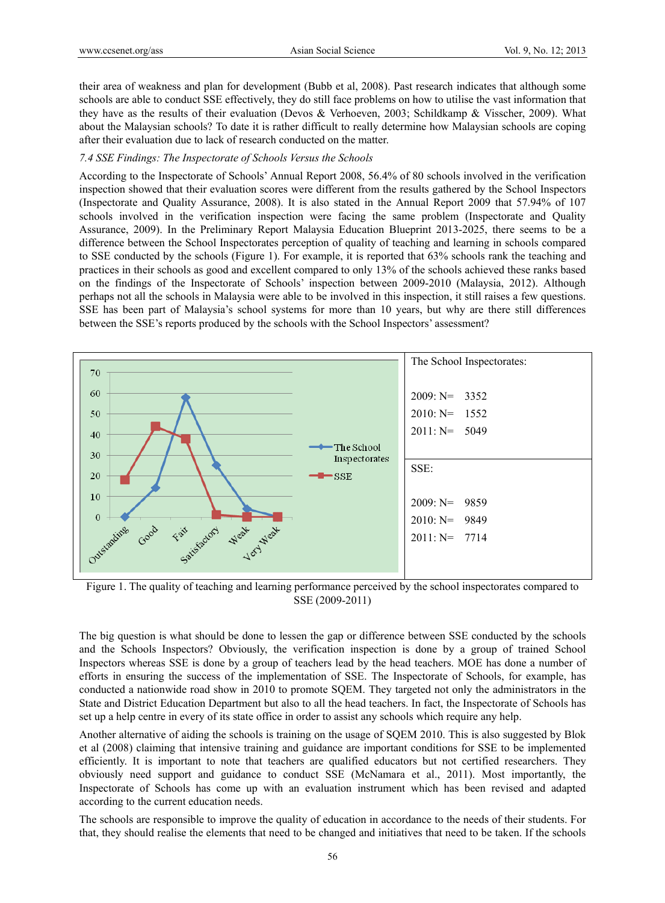their area of weakness and plan for development (Bubb et al, 2008). Past research indicates that although some schools are able to conduct SSE effectively, they do still face problems on how to utilise the vast information that they have as the results of their evaluation (Devos & Verhoeven, 2003; Schildkamp & Visscher, 2009). What about the Malaysian schools? To date it is rather difficult to really determine how Malaysian schools are coping after their evaluation due to lack of research conducted on the matter.

*7.4 SSE Findings: The Inspectorate of Schools Versus the Schools*

According to the Inspectorate of Schools' Annual Report 2008, 56.4% of 80 schools involved in the verification inspection showed that their evaluation scores were different from the results gathered by the School Inspectors (Inspectorate and Quality Assurance, 2008). It is also stated in the Annual Report 2009 that 57.94% of 107 schools involved in the verification inspection were facing the same problem (Inspectorate and Quality Assurance, 2009). In the Preliminary Report Malaysia Education Blueprint 2013-2025, there seems to be a difference between the School Inspectorates perception of quality of teaching and learning in schools compared to SSE conducted by the schools (Figure 1). For example, it is reported that 63% schools rank the teaching and practices in their schools as good and excellent compared to only 13% of the schools achieved these ranks based on the findings of the Inspectorate of Schools' inspection between 2009-2010 (Malaysia, 2012). Although perhaps not all the schools in Malaysia were able to be involved in this inspection, it still raises a few questions. SSE has been part of Malaysia's school systems for more than 10 years, but why are there still differences between the SSE's reports produced by the schools with the School Inspectors' assessment?

70
60
50
40
30
20
10
0

Outstanding
Good
Fair
Satisfactory
Weak
Very Weak

The School Inspectorates
SSE

The School Inspectorates:

2009: N= 3352
2010: N= 1552
2011: N= 5049

SSE:

2009: N= 9859
2010: N= 9849
2011: N= 7714

Figure 1. The quality of teaching and learning performance perceived by the school inspectorates compared to SSE (2009-2011)

The big question is what should be done to lessen the gap or difference between SSE conducted by the schools and the Schools Inspectors? Obviously, the verification inspection is done by a group of trained School Inspectors whereas SSE is done by a group of teachers lead by the head teachers. MOE has done a number of efforts in ensuring the success of the implementation of SSE. The Inspectorate of Schools, for example, has conducted a nationwide road show in 2010 to promote SQEM. They targeted not only the administrators in the State and District Education Department but also to all the head teachers. In fact, the Inspectorate of Schools has set up a help centre in every of its state office in order to assist any schools which require any help.

Another alternative of aiding the schools is training on the usage of SQEM 2010. This is also suggested by Blok et al (2008) claiming that intensive training and guidance are important conditions for SSE to be implemented efficiently. It is important to note that teachers are qualified educators but not certified researchers. They obviously need support and guidance to conduct SSE (McNamara et al., 2011). Most importantly, the Inspectorate of Schools has come up with an evaluation instrument which has been revised and adapted according to the current education needs.

The schools are responsible to improve the quality of education in accordance to the needs of their students. For that, they should realise the elements that need to be changed and initiatives that need to be taken. If the schools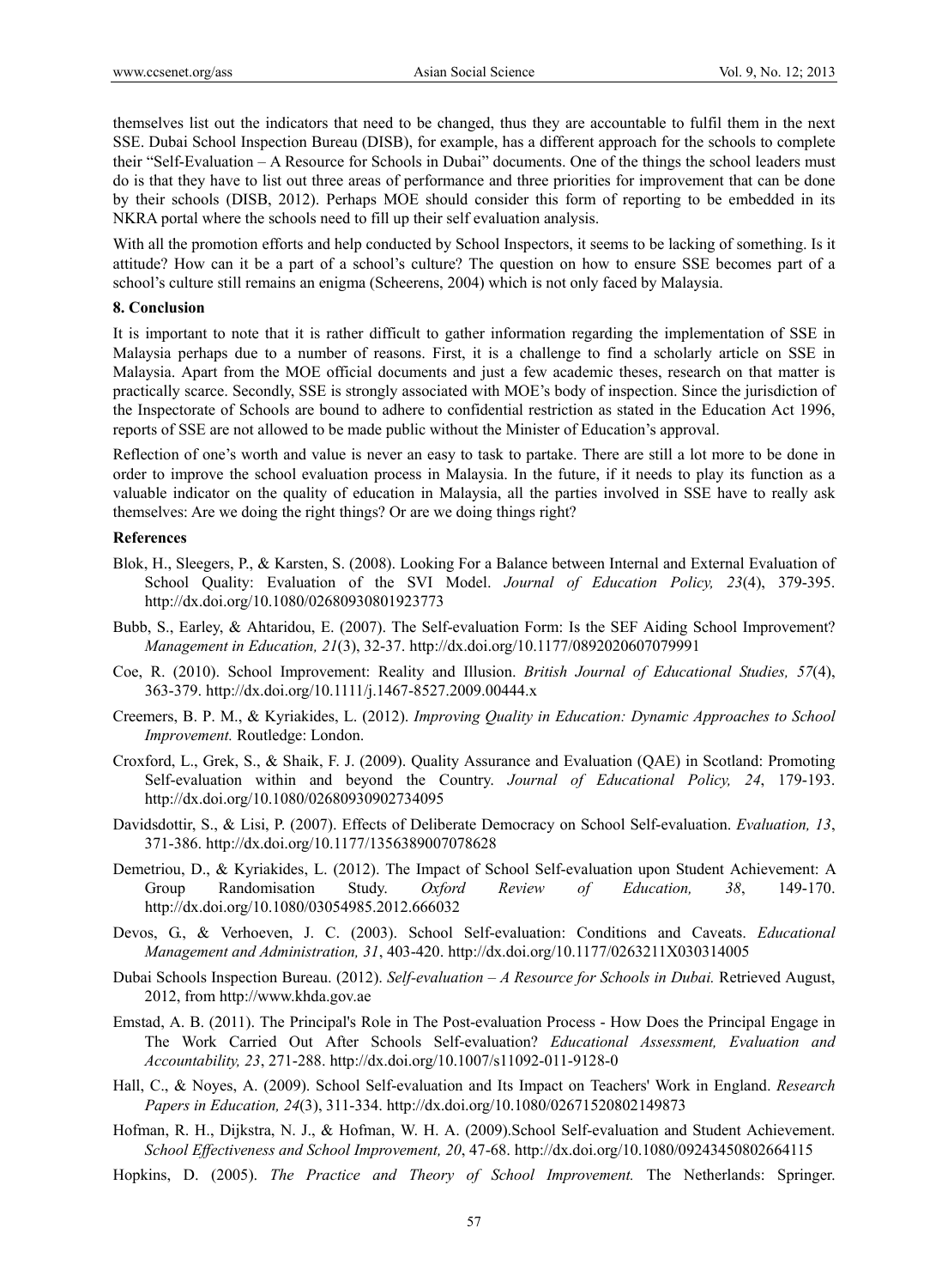themselves list out the indicators that need to be changed, thus they are accountable to fulfil them in the next SSE. Dubai School Inspection Bureau (DISB), for example, has a different approach for the schools to complete their "Self-Evaluation – A Resource for Schools in Dubai" documents. One of the things the school leaders must do is that they have to list out three areas of performance and three priorities for improvement that can be done by their schools (DISB, 2012). Perhaps MOE should consider this form of reporting to be embedded in its NKRA portal where the schools need to fill up their self evaluation analysis.

With all the promotion efforts and help conducted by School Inspectors, it seems to be lacking of something. Is it attitude? How can it be a part of a school's culture? The question on how to ensure SSE becomes part of a school's culture still remains an enigma (Scheerens, 2004) which is not only faced by Malaysia.

## 8. Conclusion

It is important to note that it is rather difficult to gather information regarding the implementation of SSE in Malaysia perhaps due to a number of reasons. First, it is a challenge to find a scholarly article on SSE in Malaysia. Apart from the MOE official documents and just a few academic theses, research on that matter is practically scarce. Secondly, SSE is strongly associated with MOE's body of inspection. Since the jurisdiction of the Inspectorate of Schools are bound to adhere to confidential restriction as stated in the Education Act 1996, reports of SSE are not allowed to be made public without the Minister of Education's approval.

Reflection of one's worth and value is never an easy to task to partake. There are still a lot more to be done in order to improve the school evaluation process in Malaysia. In the future, if it needs to play its function as a valuable indicator on the quality of education in Malaysia, all the parties involved in SSE have to really ask themselves: Are we doing the right things? Or are we doing things right?

## References

Blok, H., Sleegers, P., & Karsten, S. (2008). Looking For a Balance between Internal and External Evaluation of School Quality: Evaluation of the SVI Model. *Journal of Education Policy, 23*(4), 379-395. http://dx.doi.org/10.1080/02680930801923773

Bubb, S., Earley, & Ahtaridou, E. (2007). The Self-evaluation Form: Is the SEF Aiding School Improvement? *Management in Education, 21*(3), 32-37. http://dx.doi.org/10.1177/0892020607079991

Coe, R. (2010). School Improvement: Reality and Illusion. *British Journal of Educational Studies, 57*(4), 363-379. http://dx.doi.org/10.1111/j.1467-8527.2009.00444.x

Creemers, B. P. M., & Kyriakides, L. (2012). *Improving Quality in Education: Dynamic Approaches to School Improvement.* Routledge: London.

Croxford, L., Grek, S., & Shaik, F. J. (2009). Quality Assurance and Evaluation (QAE) in Scotland: Promoting Self-evaluation within and beyond the Country. *Journal of Educational Policy, 24*, 179-193. http://dx.doi.org/10.1080/02680930902734095

Davidsdottir, S., & Lisi, P. (2007). Effects of Deliberate Democracy on School Self-evaluation. *Evaluation, 13*, 371-386. http://dx.doi.org/10.1177/1356389007078628

Demetriou, D., & Kyriakides, L. (2012). The Impact of School Self-evaluation upon Student Achievement: A Group Randomisation Study. *Oxford Review of Education, 38*, 149-170. http://dx.doi.org/10.1080/03054985.2012.666032

Devos, G., & Verhoeven, J. C. (2003). School Self-evaluation: Conditions and Caveats. *Educational Management and Administration, 31*, 403-420. http://dx.doi.org/10.1177/0263211X030314005

Dubai Schools Inspection Bureau. (2012). *Self-evaluation – A Resource for Schools in Dubai.* Retrieved August, 2012, from http://www.khda.gov.ae

Emstad, A. B. (2011). The Principal's Role in The Post-evaluation Process - How Does the Principal Engage in The Work Carried Out After Schools Self-evaluation? *Educational Assessment, Evaluation and Accountability, 23*, 271-288. http://dx.doi.org/10.1007/s11092-011-9128-0

Hall, C., & Noyes, A. (2009). School Self-evaluation and Its Impact on Teachers' Work in England. *Research Papers in Education, 24*(3), 311-334. http://dx.doi.org/10.1080/02671520802149873

Hofman, R. H., Dijkstra, N. J., & Hofman, W. H. A. (2009).School Self-evaluation and Student Achievement. *School Effectiveness and School Improvement, 20*, 47-68. http://dx.doi.org/10.1080/09243450802664115

Hopkins, D. (2005). *The Practice and Theory of School Improvement.* The Netherlands: Springer.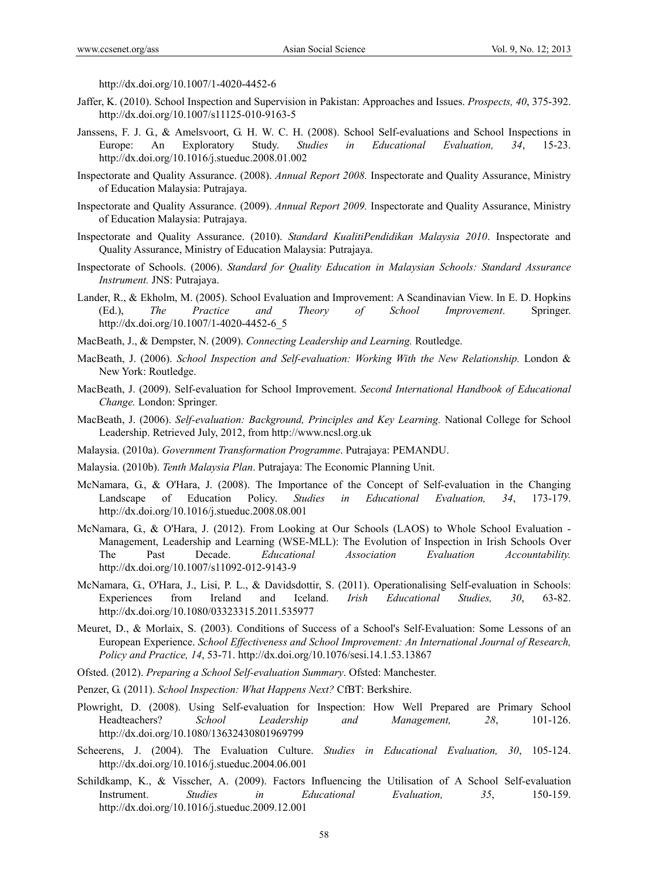http://dx.doi.org/10.1007/1-4020-4452-6

Jaffer, K. (2010). School Inspection and Supervision in Pakistan: Approaches and Issues. *Prospects, 40*, 375-392. http://dx.doi.org/10.1007/s11125-010-9163-5

Janssens, F. J. G., & Amelsvoort, G. H. W. C. H. (2008). School Self-evaluations and School Inspections in Europe: An Exploratory Study. *Studies in Educational Evaluation, 34*, 15-23. http://dx.doi.org/10.1016/j.stueduc.2008.01.002

Inspectorate and Quality Assurance. (2008). *Annual Report 2008.* Inspectorate and Quality Assurance, Ministry of Education Malaysia: Putrajaya.

Inspectorate and Quality Assurance. (2009). *Annual Report 2009.* Inspectorate and Quality Assurance, Ministry of Education Malaysia: Putrajaya.

Inspectorate and Quality Assurance. (2010). *Standard KualitiPendidikan Malaysia 2010*. Inspectorate and Quality Assurance, Ministry of Education Malaysia: Putrajaya.

Inspectorate of Schools. (2006). *Standard for Quality Education in Malaysian Schools: Standard Assurance Instrument.* JNS: Putrajaya.

Lander, R., & Ekholm, M. (2005). School Evaluation and Improvement: A Scandinavian View. In E. D. Hopkins (Ed.), *The Practice and Theory of School Improvement*. Springer. http://dx.doi.org/10.1007/1-4020-4452-6_5

MacBeath, J., & Dempster, N. (2009). *Connecting Leadership and Learning.* Routledge.

MacBeath, J. (2006). *School Inspection and Self-evaluation: Working With the New Relationship.* London & New York: Routledge.

MacBeath, J. (2009). Self-evaluation for School Improvement. *Second International Handbook of Educational Change.* London: Springer.

MacBeath, J. (2006). *Self-evaluation: Background, Principles and Key Learning.* National College for School Leadership. Retrieved July, 2012, from http://www.ncsl.org.uk

Malaysia. (2010a). *Government Transformation Programme*. Putrajaya: PEMANDU.

Malaysia. (2010b). *Tenth Malaysia Plan*. Putrajaya: The Economic Planning Unit.

McNamara, G., & O'Hara, J. (2008). The Importance of the Concept of Self-evaluation in the Changing Landscape of Education Policy. *Studies in Educational Evaluation, 34*, 173-179. http://dx.doi.org/10.1016/j.stueduc.2008.08.001

McNamara, G., & O'Hara, J. (2012). From Looking at Our Schools (LAOS) to Whole School Evaluation - Management, Leadership and Learning (WSE-MLL): The Evolution of Inspection in Irish Schools Over The Past Decade. *Educational Association Evaluation Accountability.* http://dx.doi.org/10.1007/s11092-012-9143-9

McNamara, G., O'Hara, J., Lisi, P. L., & Davidsdottir, S. (2011). Operationalising Self-evaluation in Schools: Experiences from Ireland and Iceland. *Irish Educational Studies, 30*, 63-82. http://dx.doi.org/10.1080/03323315.2011.535977

Meuret, D., & Morlaix, S. (2003). Conditions of Success of a School's Self-Evaluation: Some Lessons of an European Experience. *School Effectiveness and School Improvement: An International Journal of Research, Policy and Practice, 14*, 53-71. http://dx.doi.org/10.1076/sesi.14.1.53.13867

Ofsted. (2012). *Preparing a School Self-evaluation Summary*. Ofsted: Manchester.

Penzer, G. (2011). *School Inspection: What Happens Next?* CfBT: Berkshire.

Plowright, D. (2008). Using Self-evaluation for Inspection: How Well Prepared are Primary School Headteachers? *School Leadership and Management, 28*, 101-126. http://dx.doi.org/10.1080/13632430801969799

Scheerens, J. (2004). The Evaluation Culture. *Studies in Educational Evaluation, 30*, 105-124. http://dx.doi.org/10.1016/j.stueduc.2004.06.001

Schildkamp, K., & Visscher, A. (2009). Factors Influencing the Utilisation of A School Self-evaluation Instrument. *Studies in Educational Evaluation, 35*, 150-159. http://dx.doi.org/10.1016/j.stueduc.2009.12.001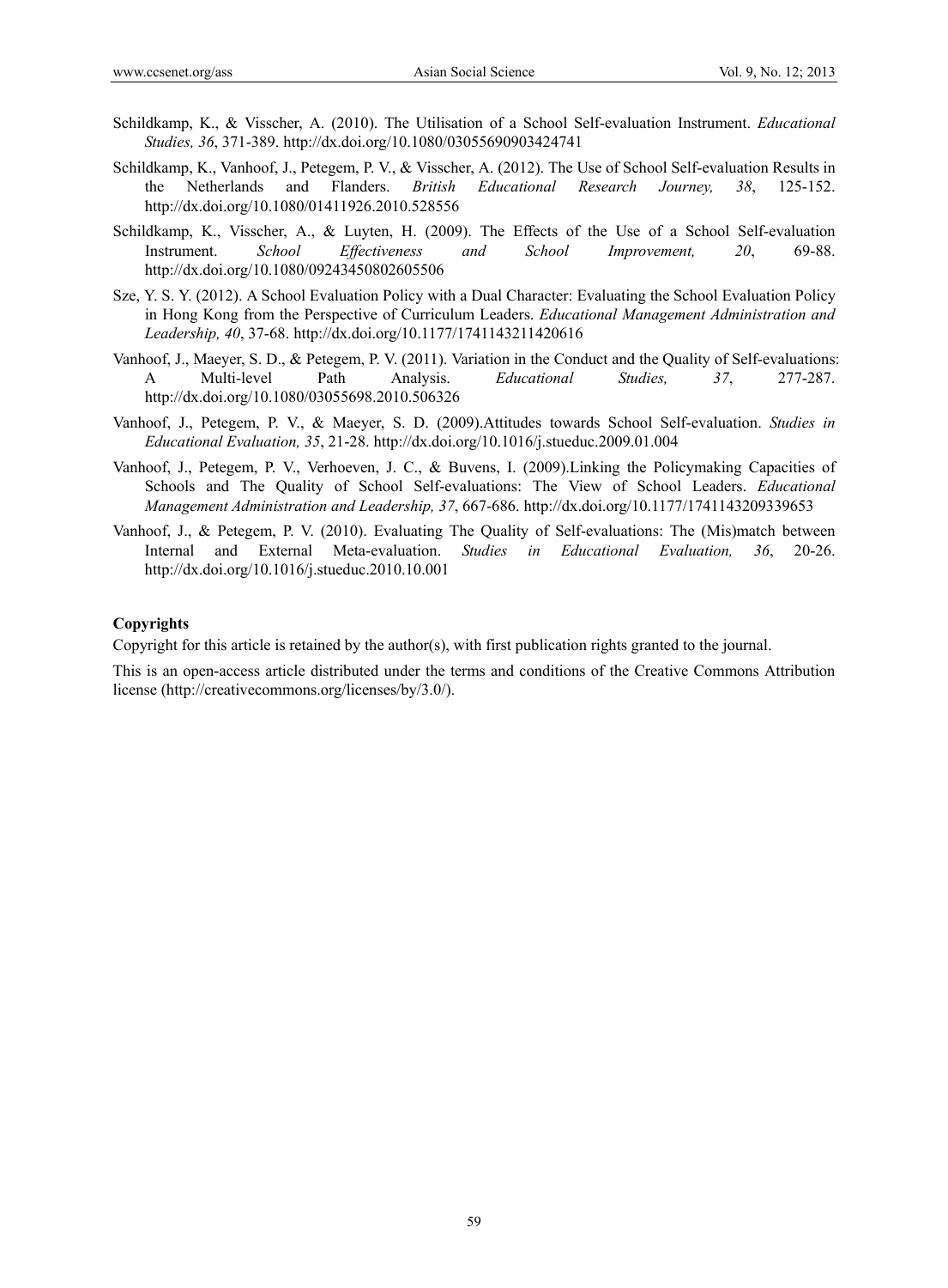Schildkamp, K., & Visscher, A. (2010). The Utilisation of a School Self-evaluation Instrument. *Educational Studies, 36*, 371-389. http://dx.doi.org/10.1080/03055690903424741

Schildkamp, K., Vanhoof, J., Petegem, P. V., & Visscher, A. (2012). The Use of School Self-evaluation Results in the Netherlands and Flanders. *British Educational Research Journey, 38*, 125-152. http://dx.doi.org/10.1080/01411926.2010.528556

Schildkamp, K., Visscher, A., & Luyten, H. (2009). The Effects of the Use of a School Self-evaluation Instrument. *School Effectiveness and School Improvement, 20*, 69-88. http://dx.doi.org/10.1080/09243450802605506

Sze, Y. S. Y. (2012). A School Evaluation Policy with a Dual Character: Evaluating the School Evaluation Policy in Hong Kong from the Perspective of Curriculum Leaders. *Educational Management Administration and Leadership, 40*, 37-68. http://dx.doi.org/10.1177/1741143211420616

Vanhoof, J., Maeyer, S. D., & Petegem, P. V. (2011). Variation in the Conduct and the Quality of Self-evaluations: A Multi-level Path Analysis. *Educational Studies, 37*, 277-287. http://dx.doi.org/10.1080/03055698.2010.506326

Vanhoof, J., Petegem, P. V., & Maeyer, S. D. (2009).Attitudes towards School Self-evaluation. *Studies in Educational Evaluation, 35*, 21-28. http://dx.doi.org/10.1016/j.stueduc.2009.01.004

Vanhoof, J., Petegem, P. V., Verhoeven, J. C., & Buvens, I. (2009).Linking the Policymaking Capacities of Schools and The Quality of School Self-evaluations: The View of School Leaders. *Educational Management Administration and Leadership, 37*, 667-686. http://dx.doi.org/10.1177/1741143209339653

Vanhoof, J., & Petegem, P. V. (2010). Evaluating The Quality of Self-evaluations: The (Mis)match between Internal and External Meta-evaluation. *Studies in Educational Evaluation, 36*, 20-26. http://dx.doi.org/10.1016/j.stueduc.2010.10.001

**Copyrights**

Copyright for this article is retained by the author(s), with first publication rights granted to the journal.

This is an open-access article distributed under the terms and conditions of the Creative Commons Attribution license (http://creativecommons.org/licenses/by/3.0/).